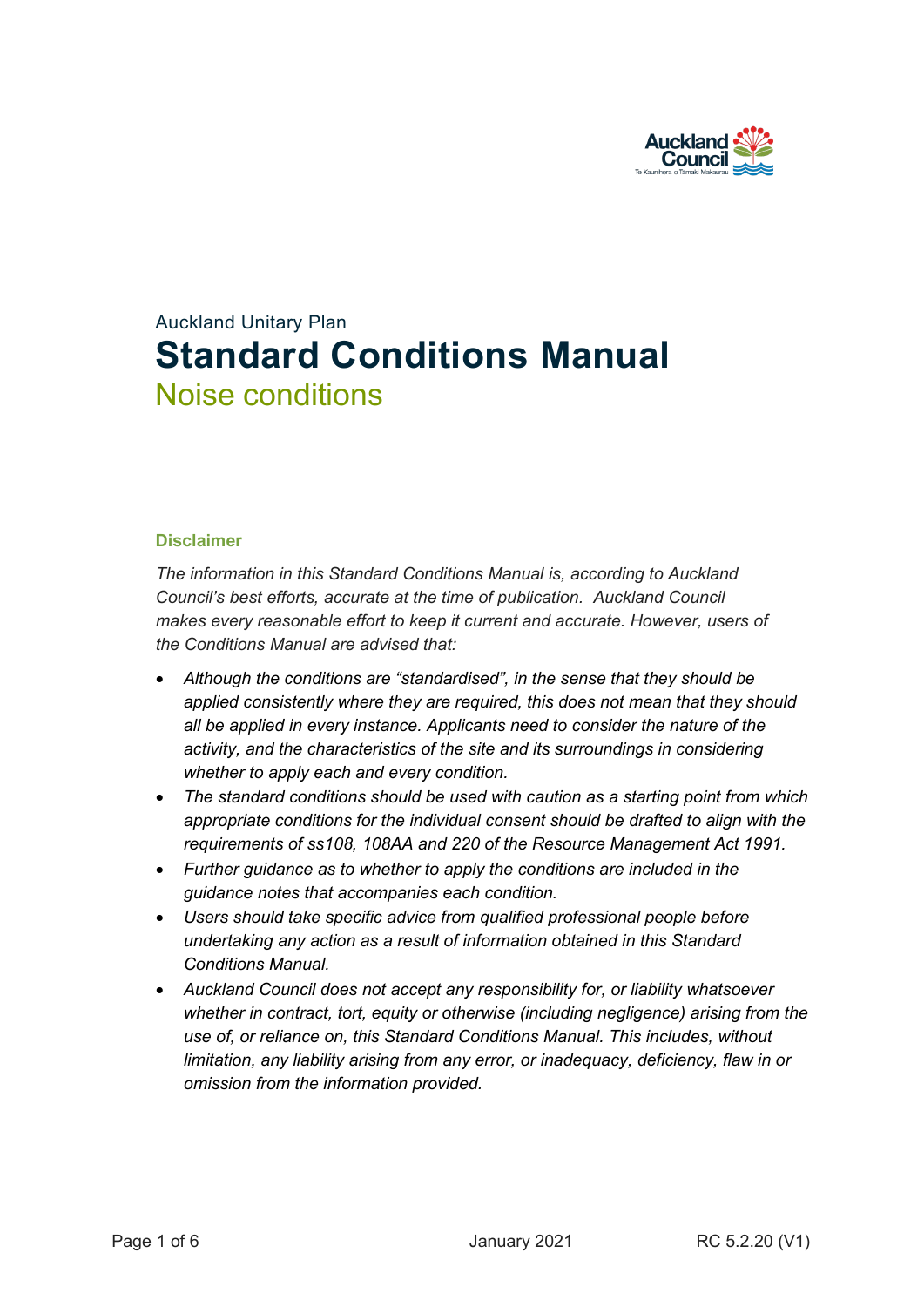Auckland Unitary Plan

# Standard Conditions Manual

## Noise conditions

### Disclaimer

*The information in this Standard Conditions Manual is, according to Auckland Council's best efforts, accurate at the time of publication. Auckland Council makes every reasonable effort to keep it current and accurate. However, users of the Conditions Manual are advised that:*

- *Although the conditions are "standardised", in the sense that they should be applied consistently where they are required, this does not mean that they should all be applied in every instance. Applicants need to consider the nature of the activity, and the characteristics of the site and its surroundings in considering whether to apply each and every condition.*
- *The standard conditions should be used with caution as a starting point from which appropriate conditions for the individual consent should be drafted to align with the requirements of ss108, 108AA and 220 of the Resource Management Act 1991.*
- *Further guidance as to whether to apply the conditions are included in the guidance notes that accompanies each condition.*
- *Users should take specific advice from qualified professional people before undertaking any action as a result of information obtained in this Standard Conditions Manual.*
- *Auckland Council does not accept any responsibility for, or liability whatsoever whether in contract, tort, equity or otherwise (including negligence) arising from the use of, or reliance on, this Standard Conditions Manual. This includes, without limitation, any liability arising from any error, or inadequacy, deficiency, flaw in or omission from the information provided.*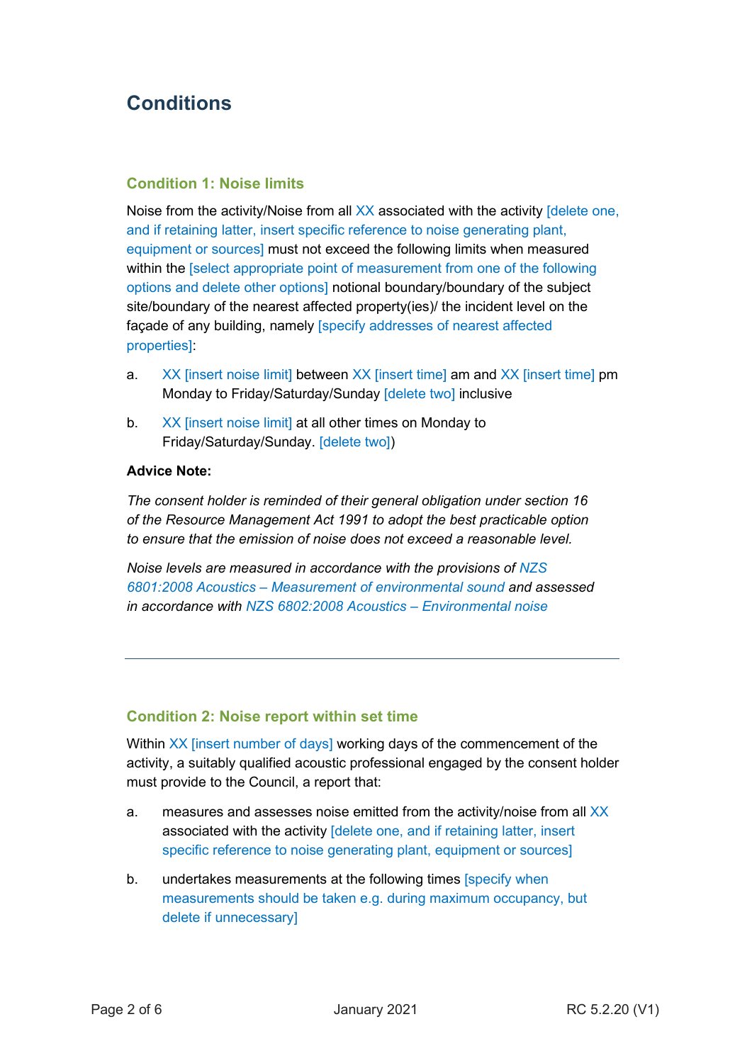# Conditions

## Condition 1: Noise limits

Noise from the activity/Noise from all XX associated with the activity [delete one, and if retaining latter, insert specific reference to noise generating plant, equipment or sources] must not exceed the following limits when measured within the [select appropriate point of measurement from one of the following options and delete other options] notional boundary/boundary of the subject site/boundary of the nearest affected property(ies)/ the incident level on the façade of any building, namely [specify addresses of nearest affected properties]:

a. XX [insert noise limit] between XX [insert time] am and XX [insert time] pm Monday to Friday/Saturday/Sunday [delete two] inclusive

b. XX [insert noise limit] at all other times on Monday to Friday/Saturday/Sunday. [delete two])

**Advice Note:**

*The consent holder is reminded of their general obligation under section 16 of the Resource Management Act 1991 to adopt the best practicable option to ensure that the emission of noise does not exceed a reasonable level.*

*Noise levels are measured in accordance with the provisions of NZS 6801:2008 Acoustics – Measurement of environmental sound and assessed in accordance with NZS 6802:2008 Acoustics – Environmental noise*

---

## Condition 2: Noise report within set time

Within XX [insert number of days] working days of the commencement of the activity, a suitably qualified acoustic professional engaged by the consent holder must provide to the Council, a report that:

a. measures and assesses noise emitted from the activity/noise from all XX associated with the activity [delete one, and if retaining latter, insert specific reference to noise generating plant, equipment or sources]

b. undertakes measurements at the following times [specify when measurements should be taken e.g. during maximum occupancy, but delete if unnecessary]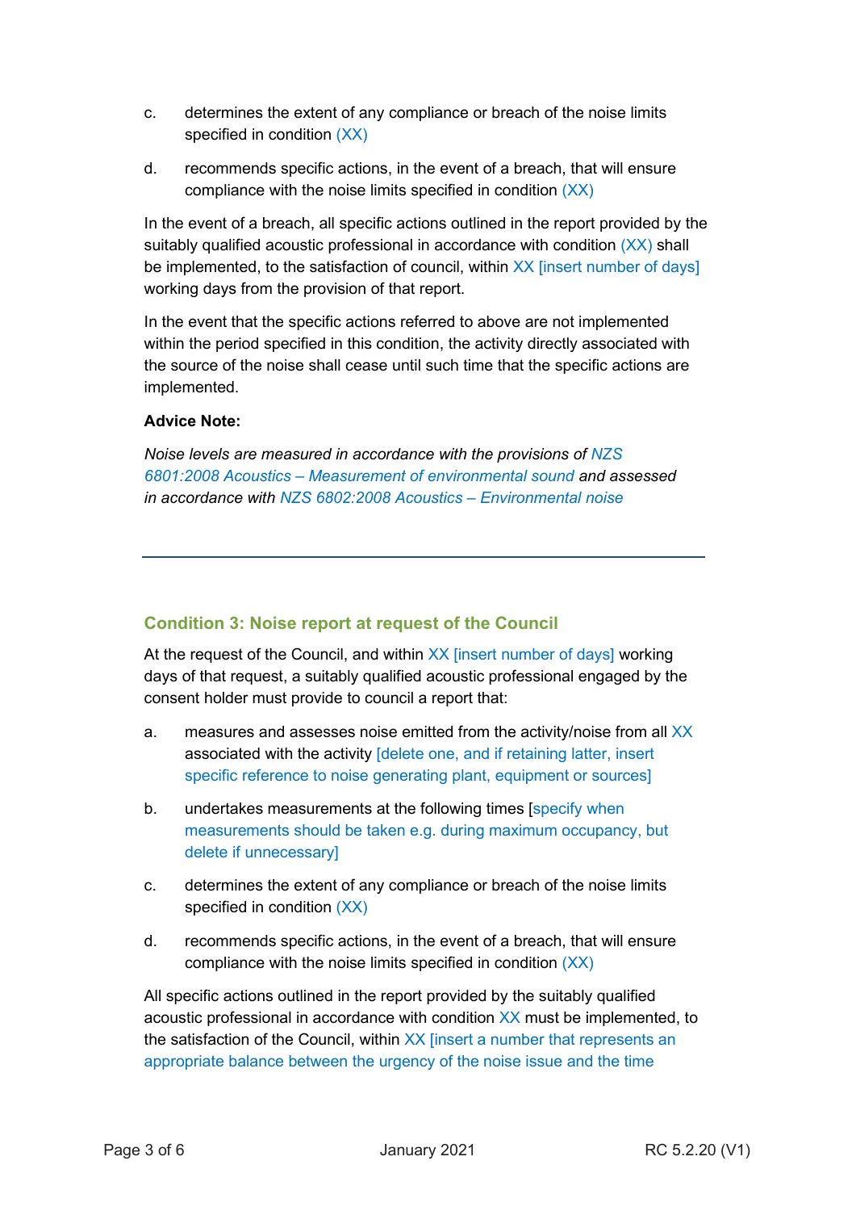c. determines the extent of any compliance or breach of the noise limits specified in condition (XX)

d. recommends specific actions, in the event of a breach, that will ensure compliance with the noise limits specified in condition (XX)

In the event of a breach, all specific actions outlined in the report provided by the suitably qualified acoustic professional in accordance with condition (XX) shall be implemented, to the satisfaction of council, within XX [insert number of days] working days from the provision of that report.

In the event that the specific actions referred to above are not implemented within the period specified in this condition, the activity directly associated with the source of the noise shall cease until such time that the specific actions are implemented.

**Advice Note:**

*Noise levels are measured in accordance with the provisions of NZS 6801:2008 Acoustics – Measurement of environmental sound and assessed in accordance with NZS 6802:2008 Acoustics – Environmental noise*

---

### Condition 3: Noise report at request of the Council

At the request of the Council, and within XX [insert number of days] working days of that request, a suitably qualified acoustic professional engaged by the consent holder must provide to council a report that:

a. measures and assesses noise emitted from the activity/noise from all XX associated with the activity [delete one, and if retaining latter, insert specific reference to noise generating plant, equipment or sources]

b. undertakes measurements at the following times [specify when measurements should be taken e.g. during maximum occupancy, but delete if unnecessary]

c. determines the extent of any compliance or breach of the noise limits specified in condition (XX)

d. recommends specific actions, in the event of a breach, that will ensure compliance with the noise limits specified in condition (XX)

All specific actions outlined in the report provided by the suitably qualified acoustic professional in accordance with condition XX must be implemented, to the satisfaction of the Council, within XX [insert a number that represents an appropriate balance between the urgency of the noise issue and the time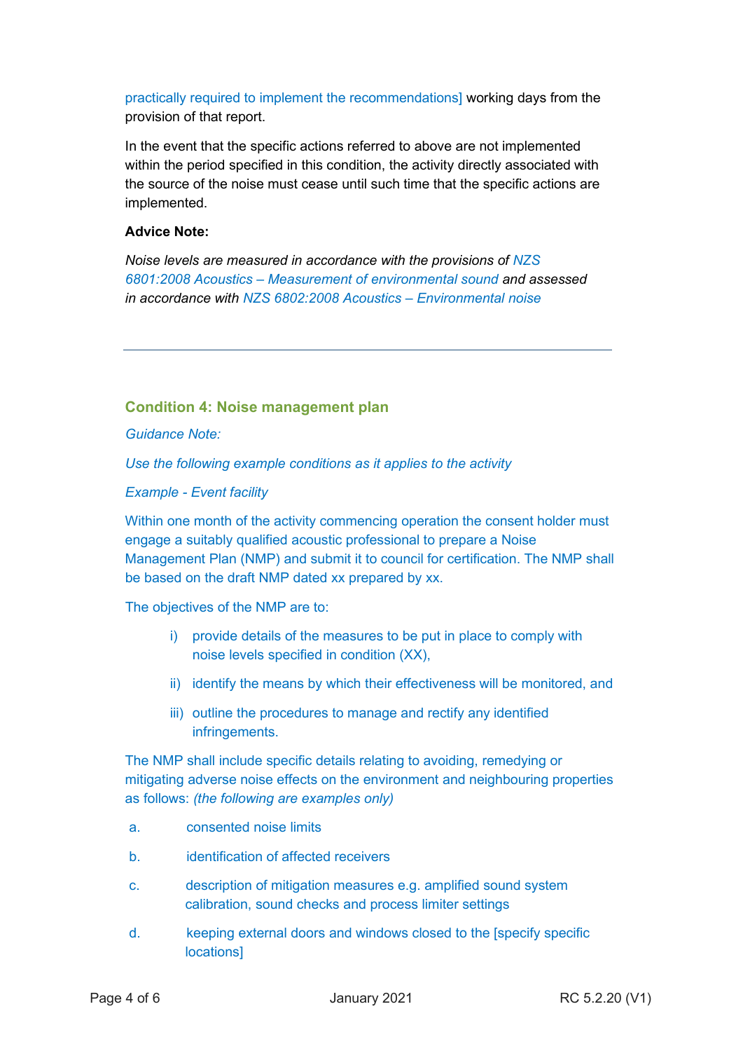practically required to implement the recommendations] working days from the provision of that report.

In the event that the specific actions referred to above are not implemented within the period specified in this condition, the activity directly associated with the source of the noise must cease until such time that the specific actions are implemented.

**Advice Note:**

*Noise levels are measured in accordance with the provisions of NZS 6801:2008 Acoustics – Measurement of environmental sound and assessed in accordance with NZS 6802:2008 Acoustics – Environmental noise*

---

## Condition 4: Noise management plan

*Guidance Note:*

*Use the following example conditions as it applies to the activity*

*Example - Event facility*

Within one month of the activity commencing operation the consent holder must engage a suitably qualified acoustic professional to prepare a Noise Management Plan (NMP) and submit it to council for certification. The NMP shall be based on the draft NMP dated xx prepared by xx.

The objectives of the NMP are to:

i) provide details of the measures to be put in place to comply with noise levels specified in condition (XX),

ii) identify the means by which their effectiveness will be monitored, and

iii) outline the procedures to manage and rectify any identified infringements.

The NMP shall include specific details relating to avoiding, remedying or mitigating adverse noise effects on the environment and neighbouring properties as follows: *(the following are examples only)*

a. consented noise limits

b. identification of affected receivers

c. description of mitigation measures e.g. amplified sound system calibration, sound checks and process limiter settings

d. keeping external doors and windows closed to the [specify specific locations]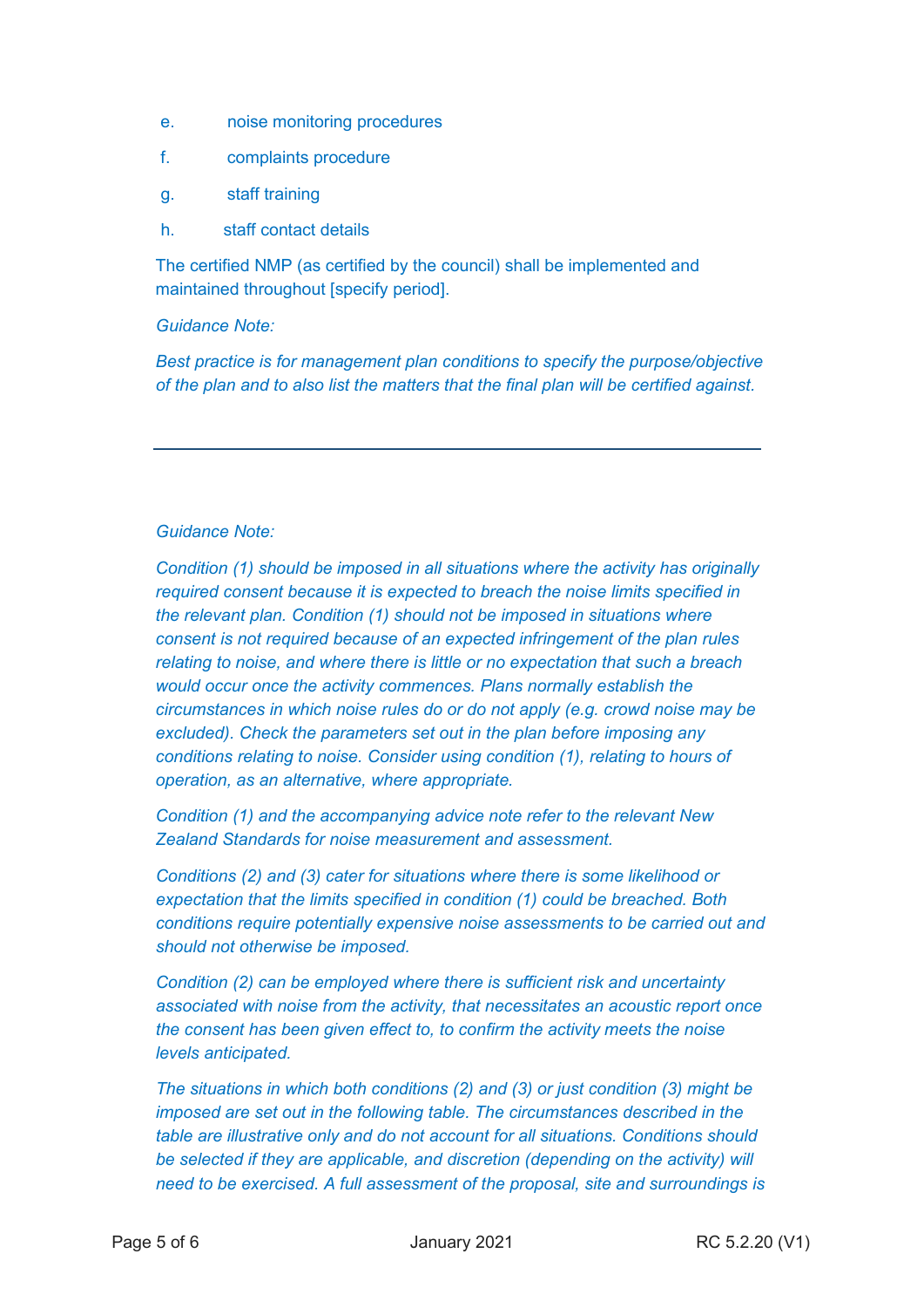e. noise monitoring procedures

f. complaints procedure

g. staff training

h. staff contact details

The certified NMP (as certified by the council) shall be implemented and maintained throughout [specify period].

*Guidance Note:*

*Best practice is for management plan conditions to specify the purpose/objective of the plan and to also list the matters that the final plan will be certified against.*

---

*Guidance Note:*

*Condition (1) should be imposed in all situations where the activity has originally required consent because it is expected to breach the noise limits specified in the relevant plan. Condition (1) should not be imposed in situations where consent is not required because of an expected infringement of the plan rules relating to noise, and where there is little or no expectation that such a breach would occur once the activity commences. Plans normally establish the circumstances in which noise rules do or do not apply (e.g. crowd noise may be excluded). Check the parameters set out in the plan before imposing any conditions relating to noise. Consider using condition (1), relating to hours of operation, as an alternative, where appropriate.*

*Condition (1) and the accompanying advice note refer to the relevant New Zealand Standards for noise measurement and assessment.*

*Conditions (2) and (3) cater for situations where there is some likelihood or expectation that the limits specified in condition (1) could be breached. Both conditions require potentially expensive noise assessments to be carried out and should not otherwise be imposed.*

*Condition (2) can be employed where there is sufficient risk and uncertainty associated with noise from the activity, that necessitates an acoustic report once the consent has been given effect to, to confirm the activity meets the noise levels anticipated.*

*The situations in which both conditions (2) and (3) or just condition (3) might be imposed are set out in the following table. The circumstances described in the table are illustrative only and do not account for all situations. Conditions should be selected if they are applicable, and discretion (depending on the activity) will need to be exercised. A full assessment of the proposal, site and surroundings is*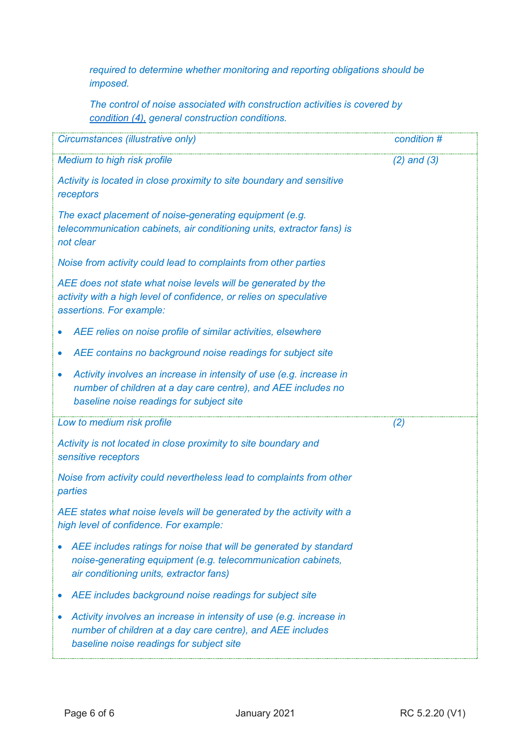*required to determine whether monitoring and reporting obligations should be imposed.*

*The control of noise associated with construction activities is covered by condition (4), general construction conditions.*

| *Circumstances (illustrative only)* | *condition #* |
|---|---|
| *Medium to high risk profile*<br><br>*Activity is located in close proximity to site boundary and sensitive receptors*<br><br>*The exact placement of noise-generating equipment (e.g. telecommunication cabinets, air conditioning units, extractor fans) is not clear*<br><br>*Noise from activity could lead to complaints from other parties*<br><br>*AEE does not state what noise levels will be generated by the activity with a high level of confidence, or relies on speculative assertions. For example:*<br><br>• *AEE relies on noise profile of similar activities, elsewhere*<br>• *AEE contains no background noise readings for subject site*<br>• *Activity involves an increase in intensity of use (e.g. increase in number of children at a day care centre), and AEE includes no baseline noise readings for subject site* | *(2) and (3)* |
| *Low to medium risk profile*<br><br>*Activity is not located in close proximity to site boundary and sensitive receptors*<br><br>*Noise from activity could nevertheless lead to complaints from other parties*<br><br>*AEE states what noise levels will be generated by the activity with a high level of confidence. For example:*<br><br>• *AEE includes ratings for noise that will be generated by standard noise-generating equipment (e.g. telecommunication cabinets, air conditioning units, extractor fans)*<br>• *AEE includes background noise readings for subject site*<br>• *Activity involves an increase in intensity of use (e.g. increase in number of children at a day care centre), and AEE includes baseline noise readings for subject site* | *(2)* |